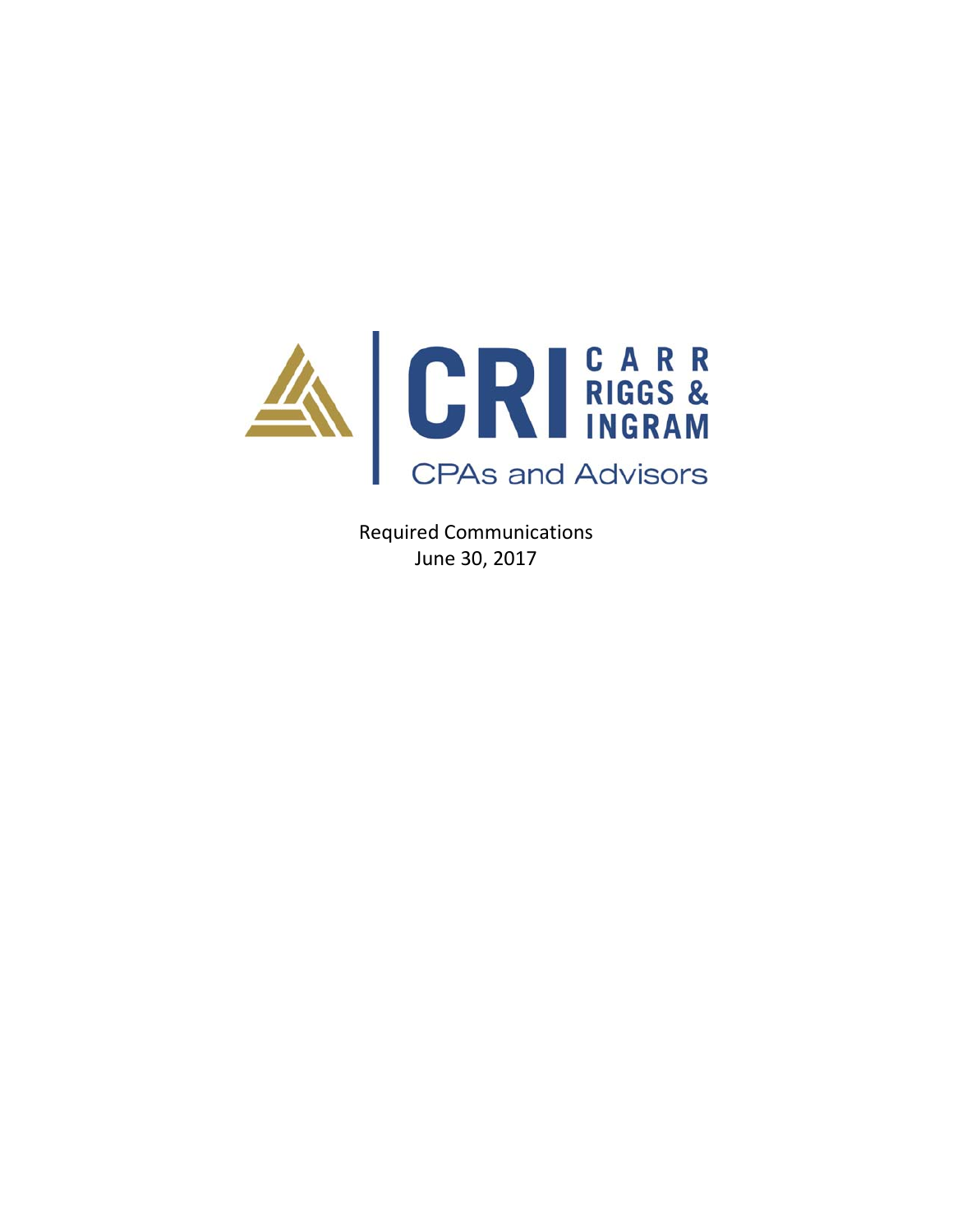CRI CARR RIGGS & INGRAM

CPAs and Advisors

Required Communications

June 30, 2017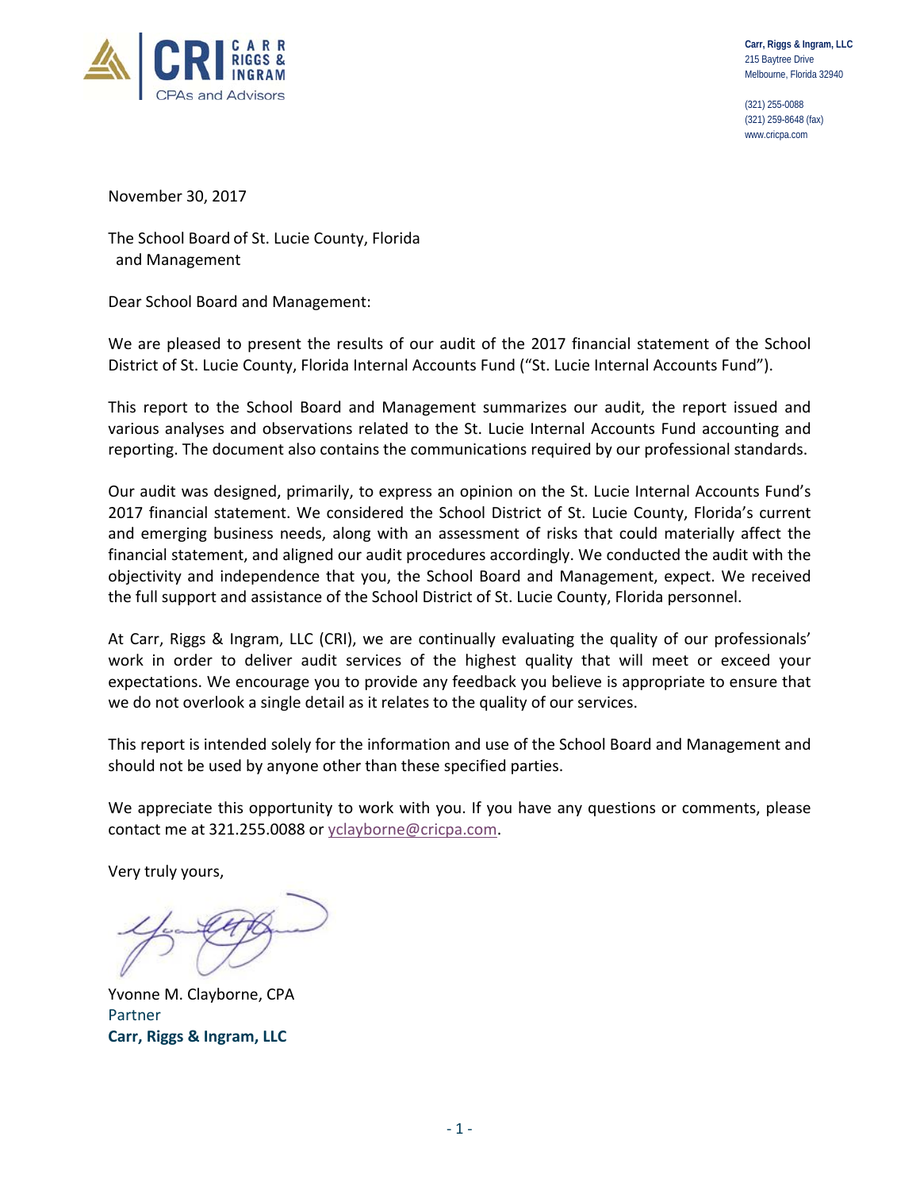Carr, Riggs & Ingram, LLC
215 Baytree Drive
Melbourne, Florida 32940

(321) 255-0088
(321) 259-8648 (fax)
www.cricpa.com

November 30, 2017

The School Board of St. Lucie County, Florida
and Management

Dear School Board and Management:

We are pleased to present the results of our audit of the 2017 financial statement of the School District of St. Lucie County, Florida Internal Accounts Fund ("St. Lucie Internal Accounts Fund").

This report to the School Board and Management summarizes our audit, the report issued and various analyses and observations related to the St. Lucie Internal Accounts Fund accounting and reporting. The document also contains the communications required by our professional standards.

Our audit was designed, primarily, to express an opinion on the St. Lucie Internal Accounts Fund's 2017 financial statement. We considered the School District of St. Lucie County, Florida's current and emerging business needs, along with an assessment of risks that could materially affect the financial statement, and aligned our audit procedures accordingly. We conducted the audit with the objectivity and independence that you, the School Board and Management, expect. We received the full support and assistance of the School District of St. Lucie County, Florida personnel.

At Carr, Riggs & Ingram, LLC (CRI), we are continually evaluating the quality of our professionals' work in order to deliver audit services of the highest quality that will meet or exceed your expectations. We encourage you to provide any feedback you believe is appropriate to ensure that we do not overlook a single detail as it relates to the quality of our services.

This report is intended solely for the information and use of the School Board and Management and should not be used by anyone other than these specified parties.

We appreciate this opportunity to work with you. If you have any questions or comments, please contact me at 321.255.0088 or yclayborne@cricpa.com.

Very truly yours,

Yvonne M. Clayborne, CPA
Partner
**Carr, Riggs & Ingram, LLC**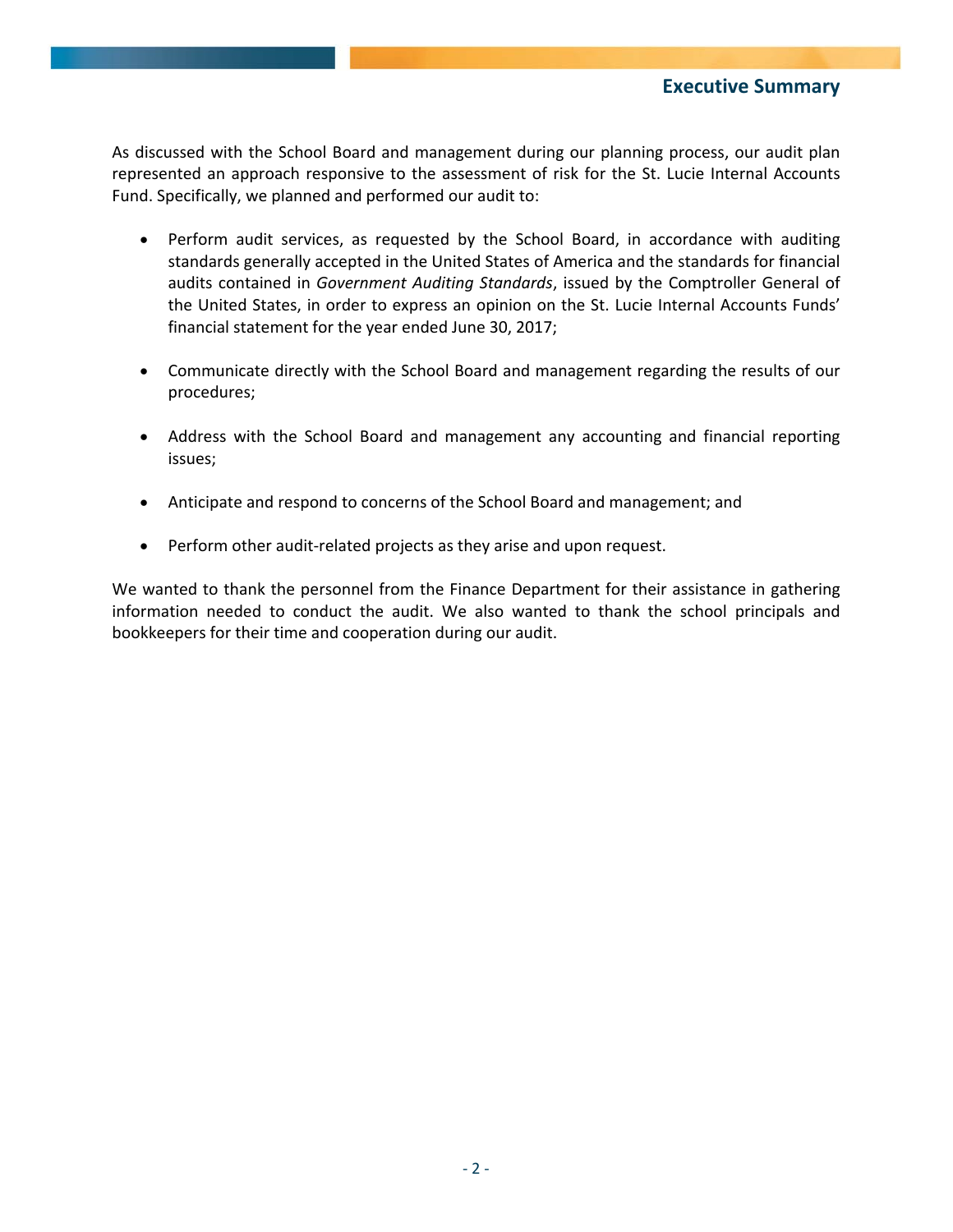## Executive Summary

As discussed with the School Board and management during our planning process, our audit plan represented an approach responsive to the assessment of risk for the St. Lucie Internal Accounts Fund. Specifically, we planned and performed our audit to:

- Perform audit services, as requested by the School Board, in accordance with auditing standards generally accepted in the United States of America and the standards for financial audits contained in *Government Auditing Standards*, issued by the Comptroller General of the United States, in order to express an opinion on the St. Lucie Internal Accounts Funds' financial statement for the year ended June 30, 2017;

- Communicate directly with the School Board and management regarding the results of our procedures;

- Address with the School Board and management any accounting and financial reporting issues;

- Anticipate and respond to concerns of the School Board and management; and

- Perform other audit-related projects as they arise and upon request.

We wanted to thank the personnel from the Finance Department for their assistance in gathering information needed to conduct the audit. We also wanted to thank the school principals and bookkeepers for their time and cooperation during our audit.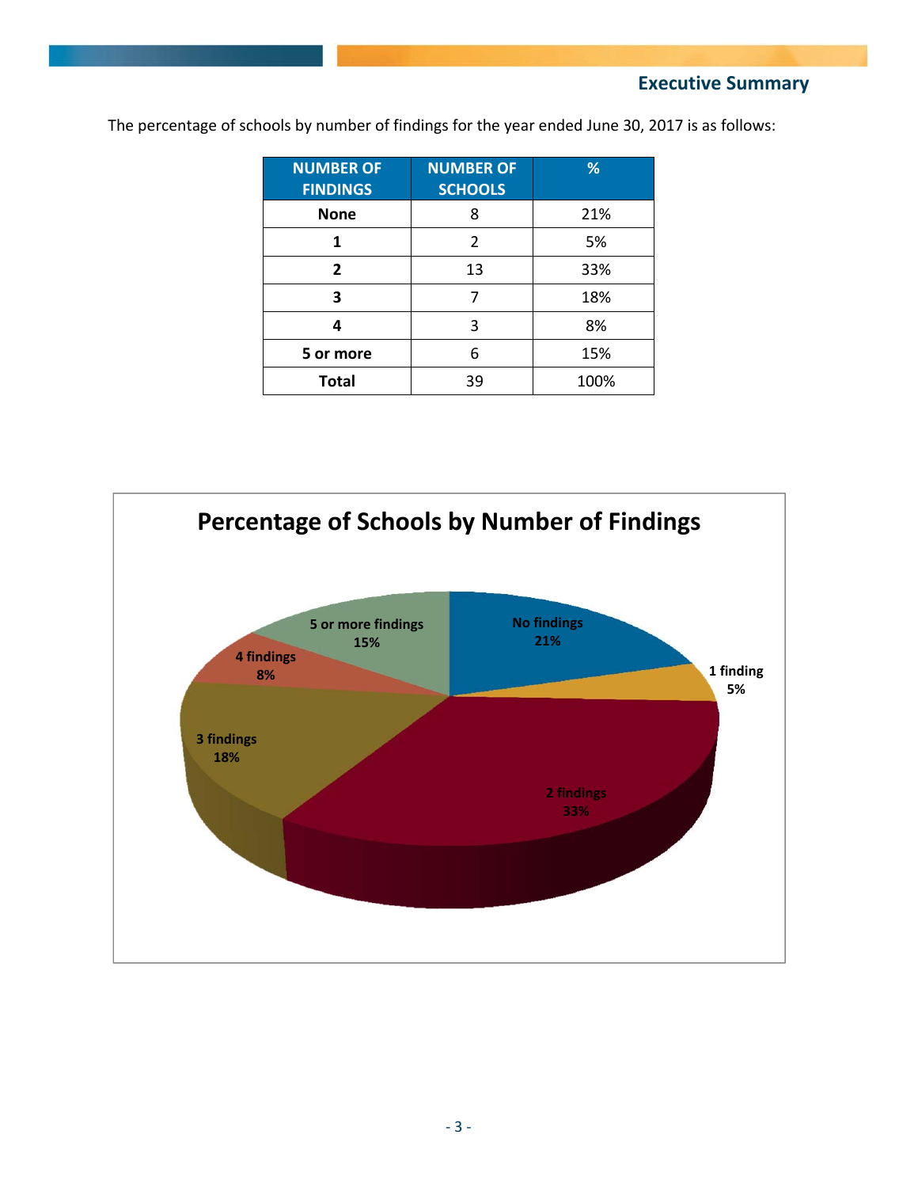The percentage of schools by number of findings for the year ended June 30, 2017 is as follows:

| NUMBER OF FINDINGS | NUMBER OF SCHOOLS | % |
|---|---|---|
| **None** | 8 | 21% |
| **1** | 2 | 5% |
| **2** | 13 | 33% |
| **3** | 7 | 18% |
| **4** | 3 | 8% |
| **5 or more** | 6 | 15% |
| **Total** | 39 | 100% |

**Percentage of Schools by Number of Findings**

| Number of Findings | % |
|---|---|
| No findings | 21% |
| 1 finding | 5% |
| 2 findings | 33% |
| 3 findings | 18% |
| 4 findings | 8% |
| 5 or more findings | 15% |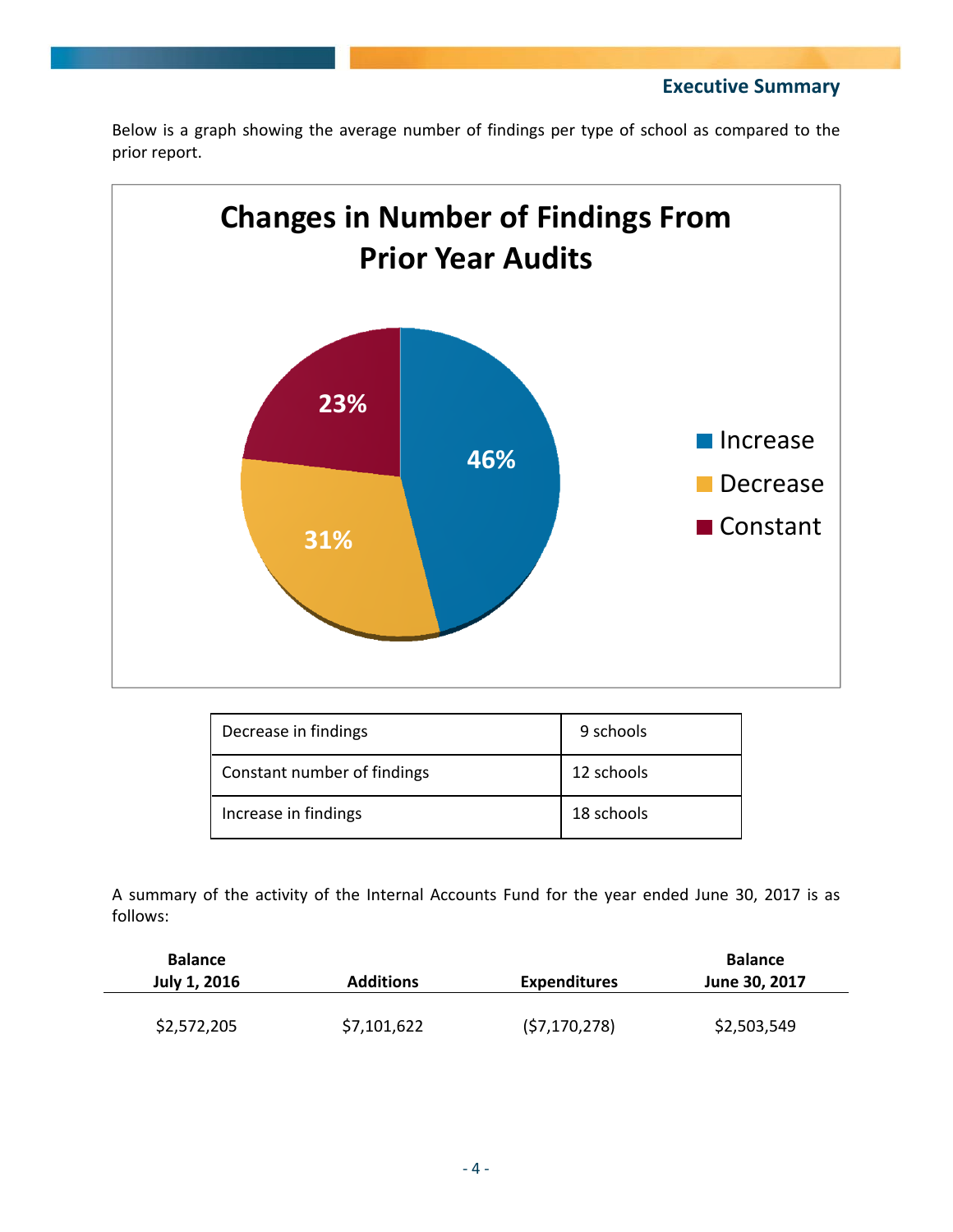## Executive Summary

Below is a graph showing the average number of findings per type of school as compared to the prior report.

**Changes in Number of Findings From Prior Year Audits**

| Category | Percentage |
|---|---|
| Increase | 46% |
| Decrease | 31% |
| Constant | 23% |

| Decrease in findings | 9 schools |
|---|---|
| Constant number of findings | 12 schools |
| Increase in findings | 18 schools |

A summary of the activity of the Internal Accounts Fund for the year ended June 30, 2017 is as follows:

| Balance July 1, 2016 | Additions | Expenditures | Balance June 30, 2017 |
|---|---|---|---|
| $2,572,205 | $7,101,622 | ($7,170,278) | $2,503,549 |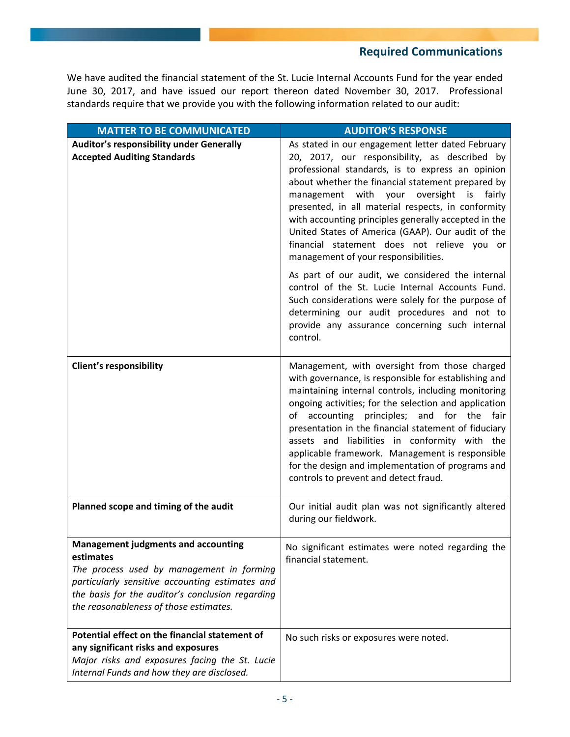## Required Communications

We have audited the financial statement of the St. Lucie Internal Accounts Fund for the year ended June 30, 2017, and have issued our report thereon dated November 30, 2017. Professional standards require that we provide you with the following information related to our audit:

| MATTER TO BE COMMUNICATED | AUDITOR'S RESPONSE |
|---|---|
| **Auditor's responsibility under Generally Accepted Auditing Standards** | As stated in our engagement letter dated February 20, 2017, our responsibility, as described by professional standards, is to express an opinion about whether the financial statement prepared by management with your oversight is fairly presented, in all material respects, in conformity with accounting principles generally accepted in the United States of America (GAAP). Our audit of the financial statement does not relieve you or management of your responsibilities.<br><br>As part of our audit, we considered the internal control of the St. Lucie Internal Accounts Fund. Such considerations were solely for the purpose of determining our audit procedures and not to provide any assurance concerning such internal control. |
| **Client's responsibility** | Management, with oversight from those charged with governance, is responsible for establishing and maintaining internal controls, including monitoring ongoing activities; for the selection and application of accounting principles; and for the fair presentation in the financial statement of fiduciary assets and liabilities in conformity with the applicable framework. Management is responsible for the design and implementation of programs and controls to prevent and detect fraud. |
| **Planned scope and timing of the audit** | Our initial audit plan was not significantly altered during our fieldwork. |
| **Management judgments and accounting estimates**<br>*The process used by management in forming particularly sensitive accounting estimates and the basis for the auditor's conclusion regarding the reasonableness of those estimates.* | No significant estimates were noted regarding the financial statement. |
| **Potential effect on the financial statement of any significant risks and exposures**<br>*Major risks and exposures facing the St. Lucie Internal Funds and how they are disclosed.* | No such risks or exposures were noted. |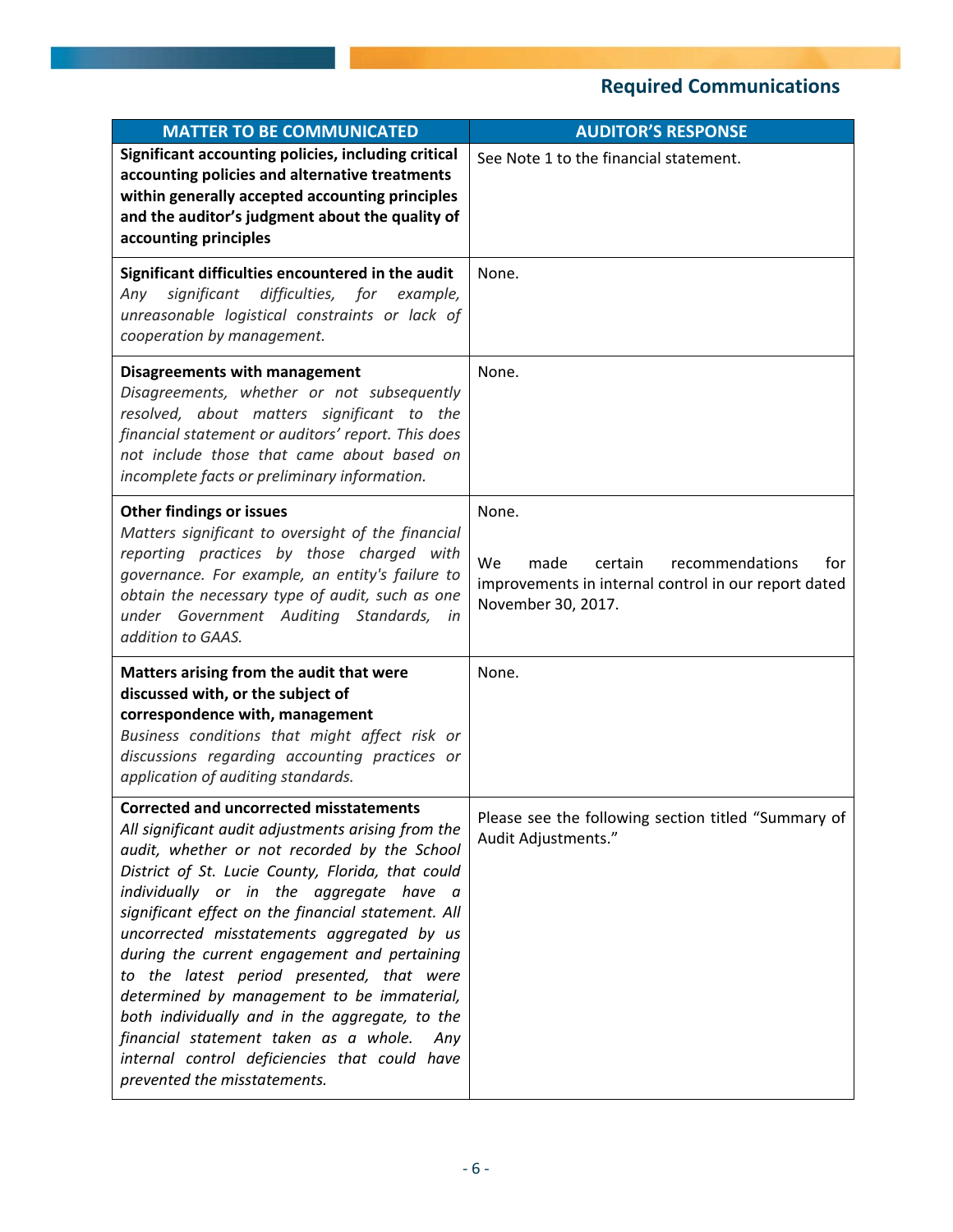## Required Communications

| MATTER TO BE COMMUNICATED | AUDITOR'S RESPONSE |
|---|---|
| **Significant accounting policies, including critical accounting policies and alternative treatments within generally accepted accounting principles and the auditor's judgment about the quality of accounting principles** | See Note 1 to the financial statement. |
| **Significant difficulties encountered in the audit** *Any significant difficulties, for example, unreasonable logistical constraints or lack of cooperation by management.* | None. |
| **Disagreements with management** *Disagreements, whether or not subsequently resolved, about matters significant to the financial statement or auditors' report. This does not include those that came about based on incomplete facts or preliminary information.* | None. |
| **Other findings or issues** *Matters significant to oversight of the financial reporting practices by those charged with governance. For example, an entity's failure to obtain the necessary type of audit, such as one under Government Auditing Standards, in addition to GAAS.* | None.<br><br>We made certain recommendations for improvements in internal control in our report dated November 30, 2017. |
| **Matters arising from the audit that were discussed with, or the subject of correspondence with, management** *Business conditions that might affect risk or discussions regarding accounting practices or application of auditing standards.* | None. |
| **Corrected and uncorrected misstatements** *All significant audit adjustments arising from the audit, whether or not recorded by the School District of St. Lucie County, Florida, that could individually or in the aggregate have a significant effect on the financial statement. All uncorrected misstatements aggregated by us during the current engagement and pertaining to the latest period presented, that were determined by management to be immaterial, both individually and in the aggregate, to the financial statement taken as a whole. Any internal control deficiencies that could have prevented the misstatements.* | Please see the following section titled "Summary of Audit Adjustments." |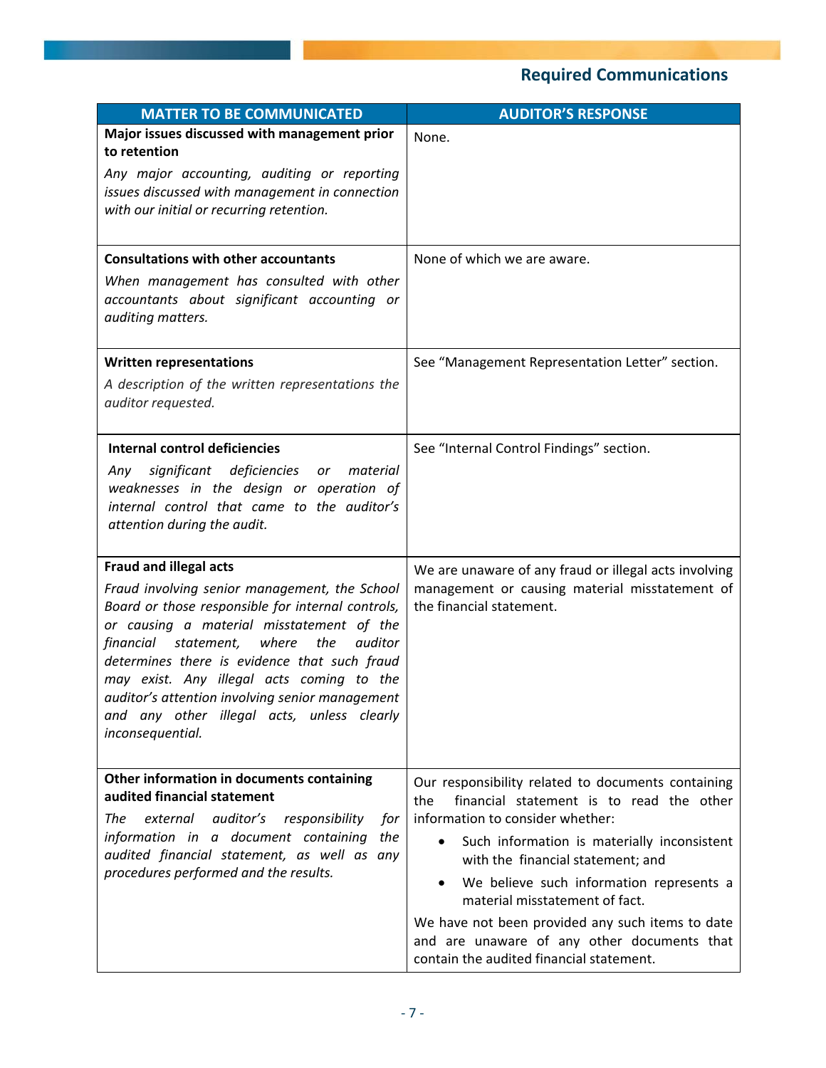## Required Communications

| MATTER TO BE COMMUNICATED | AUDITOR'S RESPONSE |
|---|---|
| **Major issues discussed with management prior to retention**<br>*Any major accounting, auditing or reporting issues discussed with management in connection with our initial or recurring retention.* | None. |
| **Consultations with other accountants**<br>*When management has consulted with other accountants about significant accounting or auditing matters.* | None of which we are aware. |
| **Written representations**<br>*A description of the written representations the auditor requested.* | See "Management Representation Letter" section. |
| **Internal control deficiencies**<br>*Any significant deficiencies or material weaknesses in the design or operation of internal control that came to the auditor's attention during the audit.* | See "Internal Control Findings" section. |
| **Fraud and illegal acts**<br>*Fraud involving senior management, the School Board or those responsible for internal controls, or causing a material misstatement of the financial statement, where the auditor determines there is evidence that such fraud may exist. Any illegal acts coming to the auditor's attention involving senior management and any other illegal acts, unless clearly inconsequential.* | We are unaware of any fraud or illegal acts involving management or causing material misstatement of the financial statement. |
| **Other information in documents containing audited financial statement**<br>*The external auditor's responsibility for information in a document containing the audited financial statement, as well as any procedures performed and the results.* | Our responsibility related to documents containing the financial statement is to read the other information to consider whether:<br>• Such information is materially inconsistent with the financial statement; and<br>• We believe such information represents a material misstatement of fact.<br>We have not been provided any such items to date and are unaware of any other documents that contain the audited financial statement. |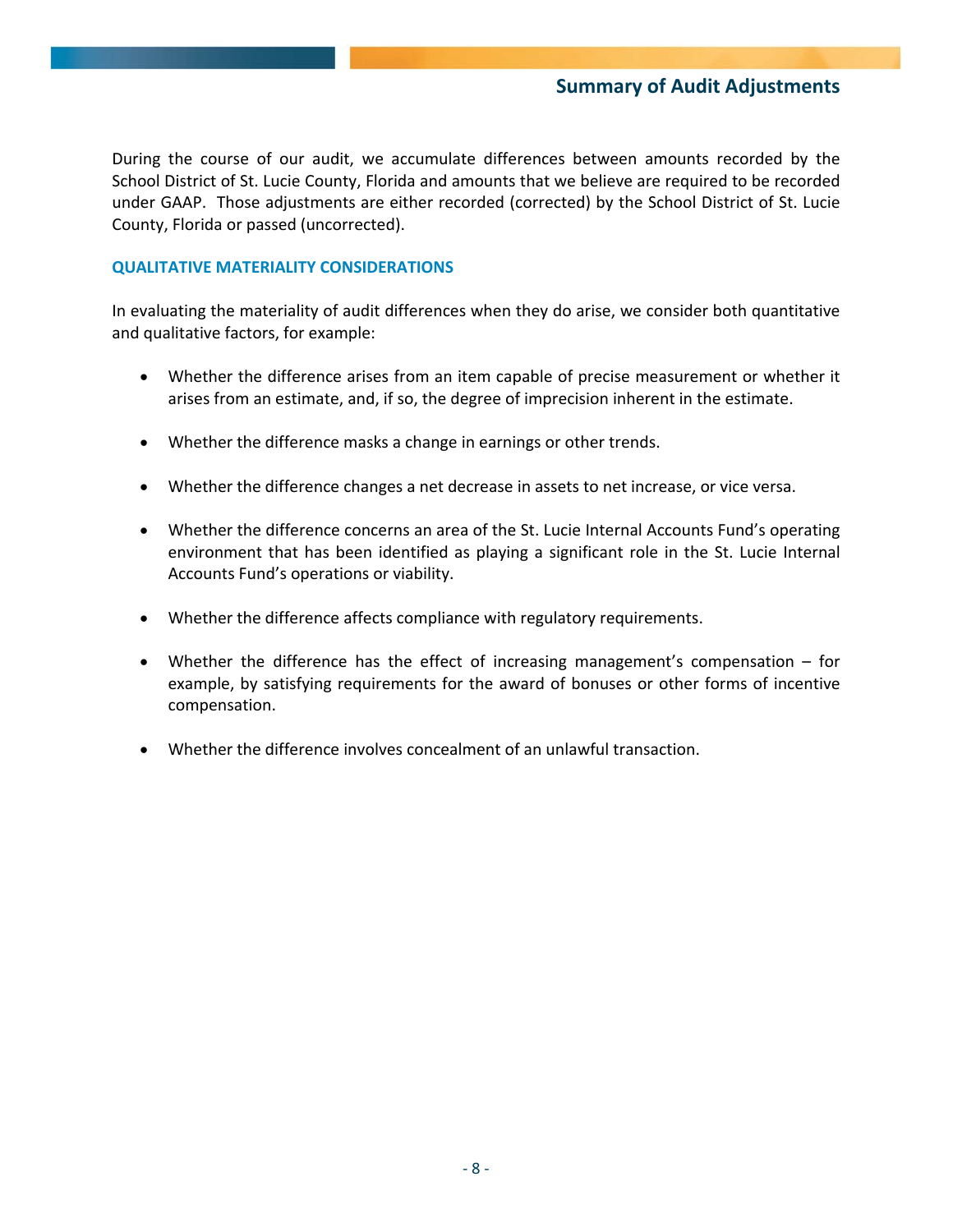## Summary of Audit Adjustments

During the course of our audit, we accumulate differences between amounts recorded by the School District of St. Lucie County, Florida and amounts that we believe are required to be recorded under GAAP. Those adjustments are either recorded (corrected) by the School District of St. Lucie County, Florida or passed (uncorrected).

### QUALITATIVE MATERIALITY CONSIDERATIONS

In evaluating the materiality of audit differences when they do arise, we consider both quantitative and qualitative factors, for example:

- Whether the difference arises from an item capable of precise measurement or whether it arises from an estimate, and, if so, the degree of imprecision inherent in the estimate.
- Whether the difference masks a change in earnings or other trends.
- Whether the difference changes a net decrease in assets to net increase, or vice versa.
- Whether the difference concerns an area of the St. Lucie Internal Accounts Fund's operating environment that has been identified as playing a significant role in the St. Lucie Internal Accounts Fund's operations or viability.
- Whether the difference affects compliance with regulatory requirements.
- Whether the difference has the effect of increasing management's compensation – for example, by satisfying requirements for the award of bonuses or other forms of incentive compensation.
- Whether the difference involves concealment of an unlawful transaction.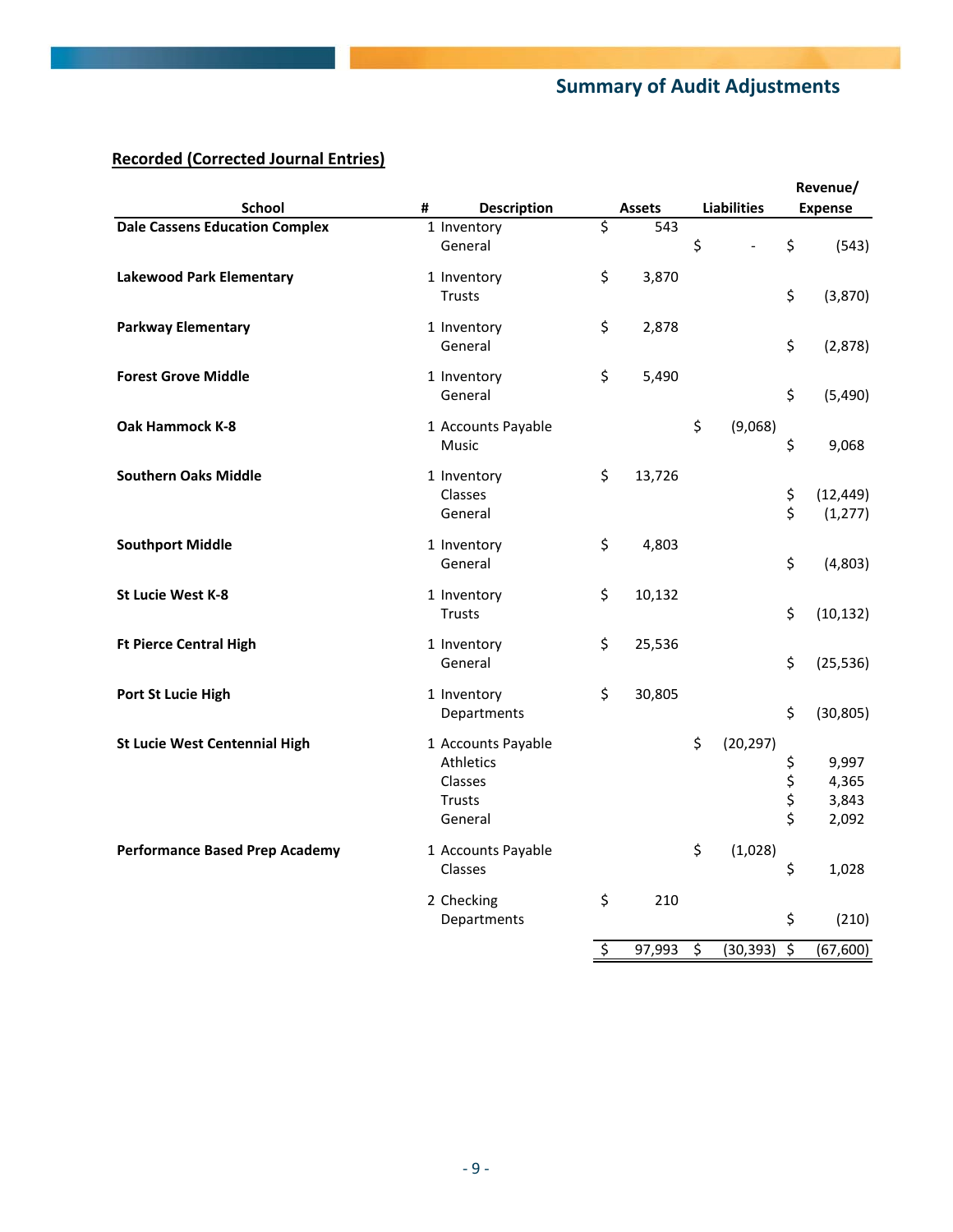## Summary of Audit Adjustments

**Recorded (Corrected Journal Entries)**

| School | # | Description | Assets | Liabilities | Revenue/ Expense |
|---|---|---|---|---|---|
| **Dale Cassens Education Complex** | 1 | Inventory | $ 543 | | |
| | | General | | $ - | $ (543) |
| **Lakewood Park Elementary** | 1 | Inventory | $ 3,870 | | |
| | | Trusts | | | $ (3,870) |
| **Parkway Elementary** | 1 | Inventory | $ 2,878 | | |
| | | General | | | $ (2,878) |
| **Forest Grove Middle** | 1 | Inventory | $ 5,490 | | |
| | | General | | | $ (5,490) |
| **Oak Hammock K-8** | 1 | Accounts Payable | | $ (9,068) | |
| | | Music | | | $ 9,068 |
| **Southern Oaks Middle** | 1 | Inventory | $ 13,726 | | |
| | | Classes | | | $ (12,449) |
| | | General | | | $ (1,277) |
| **Southport Middle** | 1 | Inventory | $ 4,803 | | |
| | | General | | | $ (4,803) |
| **St Lucie West K-8** | 1 | Inventory | $ 10,132 | | |
| | | Trusts | | | $ (10,132) |
| **Ft Pierce Central High** | 1 | Inventory | $ 25,536 | | |
| | | General | | | $ (25,536) |
| **Port St Lucie High** | 1 | Inventory | $ 30,805 | | |
| | | Departments | | | $ (30,805) |
| **St Lucie West Centennial High** | 1 | Accounts Payable | | $ (20,297) | |
| | | Athletics | | | $ 9,997 |
| | | Classes | | | $ 4,365 |
| | | Trusts | | | $ 3,843 |
| | | General | | | $ 2,092 |
| **Performance Based Prep Academy** | 1 | Accounts Payable | | $ (1,028) | |
| | | Classes | | | $ 1,028 |
| | 2 | Checking | $ 210 | | |
| | | Departments | | | $ (210) |
| | | | $ 97,993 | $ (30,393) | $ (67,600) |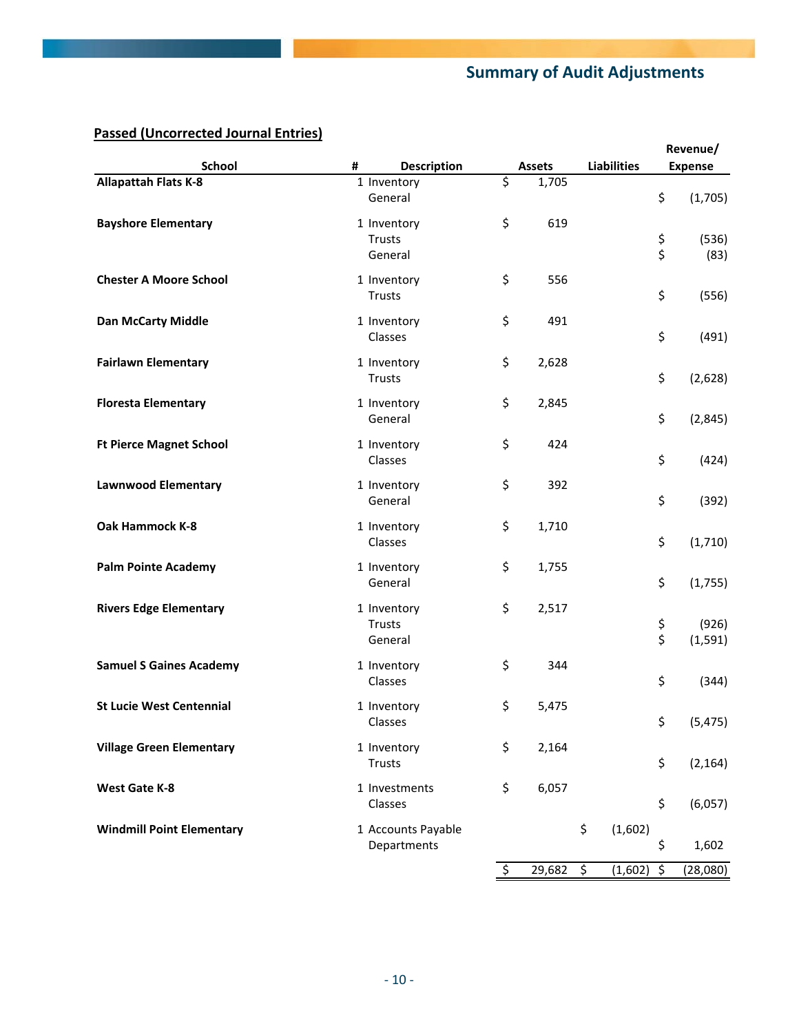## Summary of Audit Adjustments

**Passed (Uncorrected Journal Entries)**

| School | # | Description | Assets | Liabilities | Revenue/ Expense |
|---|---|---|---|---|---|
| **Allapattah Flats K-8** | 1 | Inventory | $ 1,705 | | |
| | | General | | | $ (1,705) |
| **Bayshore Elementary** | 1 | Inventory | $ 619 | | |
| | | Trusts | | | $ (536) |
| | | General | | | $ (83) |
| **Chester A Moore School** | 1 | Inventory | $ 556 | | |
| | | Trusts | | | $ (556) |
| **Dan McCarty Middle** | 1 | Inventory | $ 491 | | |
| | | Classes | | | $ (491) |
| **Fairlawn Elementary** | 1 | Inventory | $ 2,628 | | |
| | | Trusts | | | $ (2,628) |
| **Floresta Elementary** | 1 | Inventory | $ 2,845 | | |
| | | General | | | $ (2,845) |
| **Ft Pierce Magnet School** | 1 | Inventory | $ 424 | | |
| | | Classes | | | $ (424) |
| **Lawnwood Elementary** | 1 | Inventory | $ 392 | | |
| | | General | | | $ (392) |
| **Oak Hammock K-8** | 1 | Inventory | $ 1,710 | | |
| | | Classes | | | $ (1,710) |
| **Palm Pointe Academy** | 1 | Inventory | $ 1,755 | | |
| | | General | | | $ (1,755) |
| **Rivers Edge Elementary** | 1 | Inventory | $ 2,517 | | |
| | | Trusts | | | $ (926) |
| | | General | | | $ (1,591) |
| **Samuel S Gaines Academy** | 1 | Inventory | $ 344 | | |
| | | Classes | | | $ (344) |
| **St Lucie West Centennial** | 1 | Inventory | $ 5,475 | | |
| | | Classes | | | $ (5,475) |
| **Village Green Elementary** | 1 | Inventory | $ 2,164 | | |
| | | Trusts | | | $ (2,164) |
| **West Gate K-8** | 1 | Investments | $ 6,057 | | |
| | | Classes | | | $ (6,057) |
| **Windmill Point Elementary** | 1 | Accounts Payable | | $ (1,602) | |
| | | Departments | | | $ 1,602 |
| | | | $ 29,682 | $ (1,602) | $ (28,080) |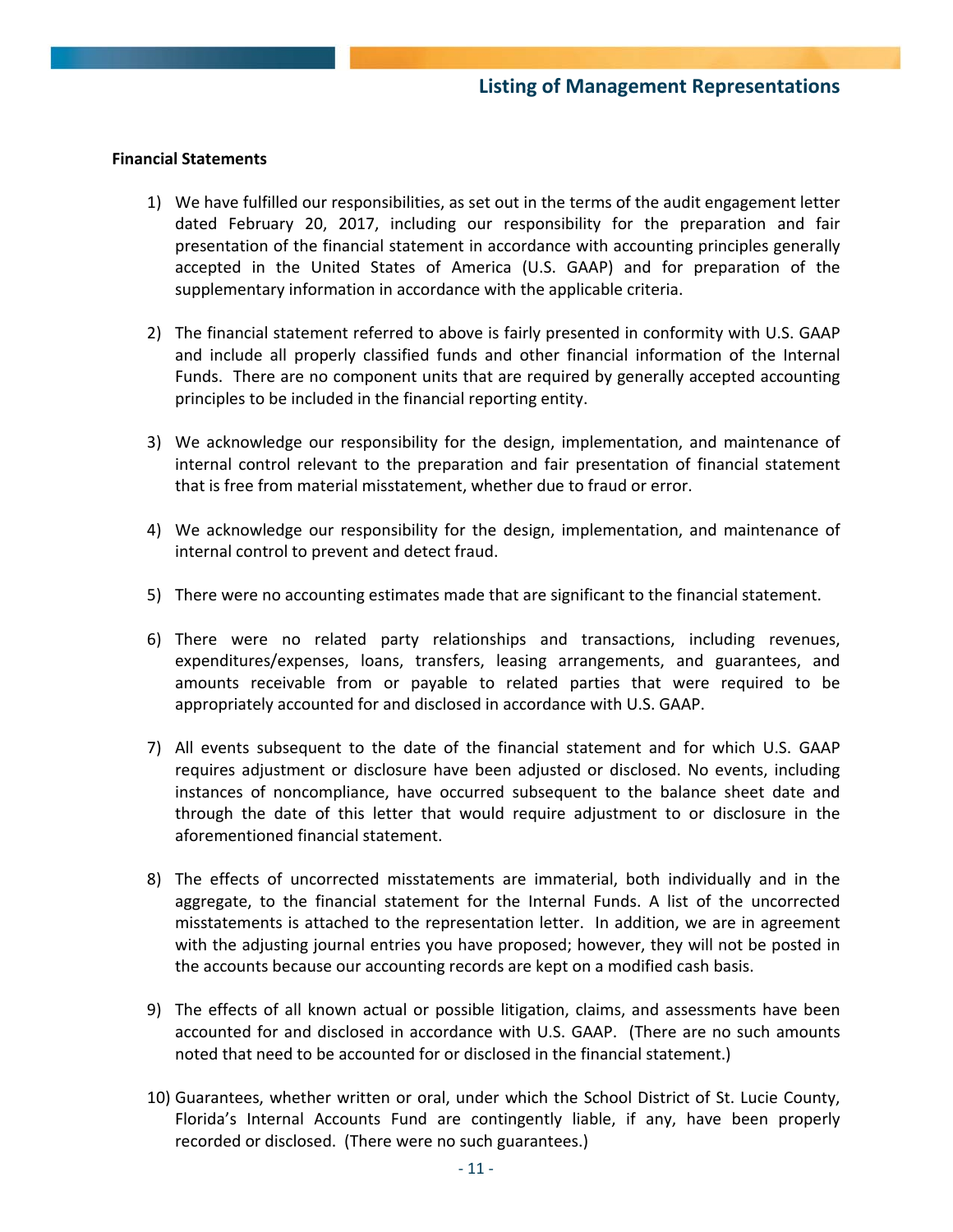## Listing of Management Representations

**Financial Statements**

1) We have fulfilled our responsibilities, as set out in the terms of the audit engagement letter dated February 20, 2017, including our responsibility for the preparation and fair presentation of the financial statement in accordance with accounting principles generally accepted in the United States of America (U.S. GAAP) and for preparation of the supplementary information in accordance with the applicable criteria.

2) The financial statement referred to above is fairly presented in conformity with U.S. GAAP and include all properly classified funds and other financial information of the Internal Funds. There are no component units that are required by generally accepted accounting principles to be included in the financial reporting entity.

3) We acknowledge our responsibility for the design, implementation, and maintenance of internal control relevant to the preparation and fair presentation of financial statement that is free from material misstatement, whether due to fraud or error.

4) We acknowledge our responsibility for the design, implementation, and maintenance of internal control to prevent and detect fraud.

5) There were no accounting estimates made that are significant to the financial statement.

6) There were no related party relationships and transactions, including revenues, expenditures/expenses, loans, transfers, leasing arrangements, and guarantees, and amounts receivable from or payable to related parties that were required to be appropriately accounted for and disclosed in accordance with U.S. GAAP.

7) All events subsequent to the date of the financial statement and for which U.S. GAAP requires adjustment or disclosure have been adjusted or disclosed. No events, including instances of noncompliance, have occurred subsequent to the balance sheet date and through the date of this letter that would require adjustment to or disclosure in the aforementioned financial statement.

8) The effects of uncorrected misstatements are immaterial, both individually and in the aggregate, to the financial statement for the Internal Funds. A list of the uncorrected misstatements is attached to the representation letter. In addition, we are in agreement with the adjusting journal entries you have proposed; however, they will not be posted in the accounts because our accounting records are kept on a modified cash basis.

9) The effects of all known actual or possible litigation, claims, and assessments have been accounted for and disclosed in accordance with U.S. GAAP. (There are no such amounts noted that need to be accounted for or disclosed in the financial statement.)

10) Guarantees, whether written or oral, under which the School District of St. Lucie County, Florida's Internal Accounts Fund are contingently liable, if any, have been properly recorded or disclosed. (There were no such guarantees.)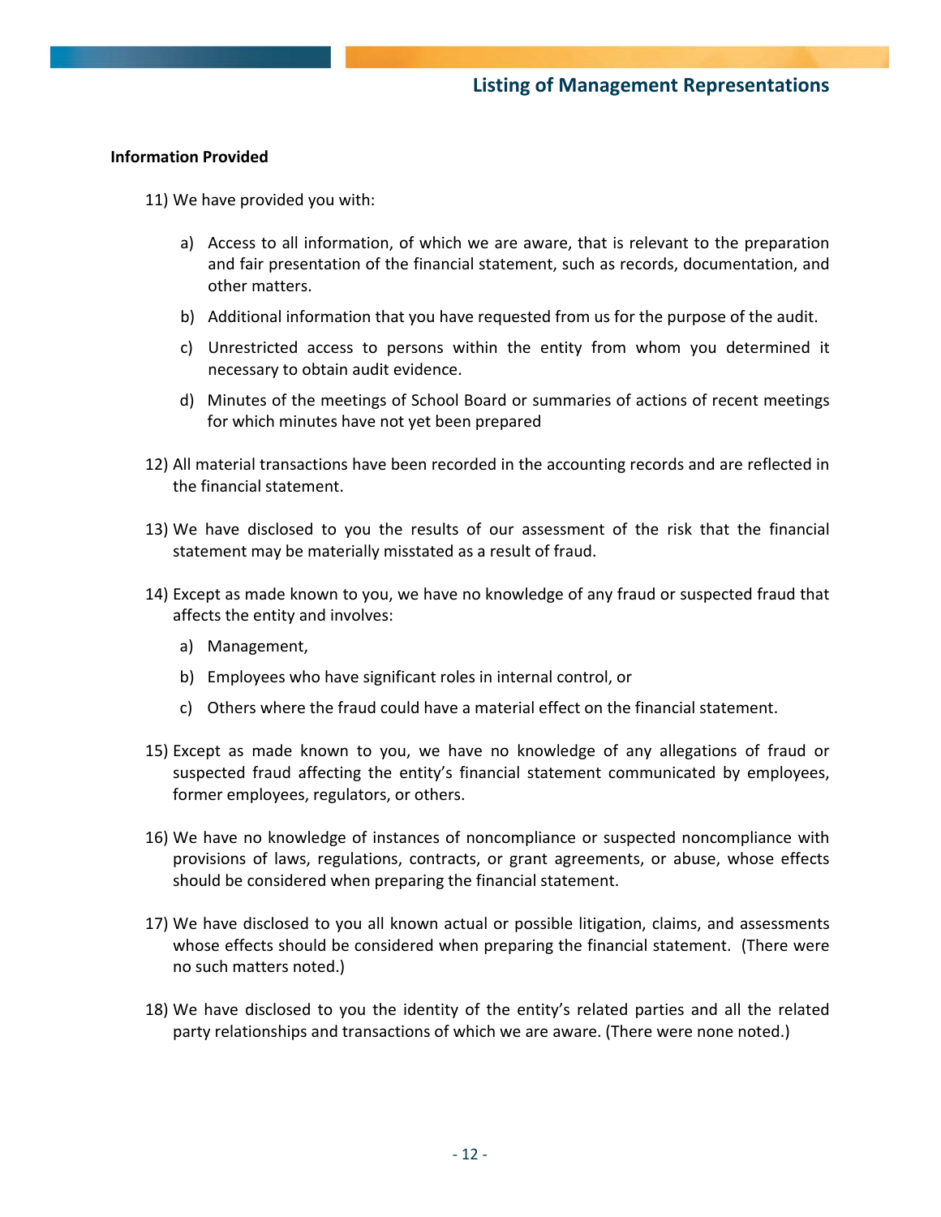## Listing of Management Representations

**Information Provided**

11) We have provided you with:

    a) Access to all information, of which we are aware, that is relevant to the preparation and fair presentation of the financial statement, such as records, documentation, and other matters.

    b) Additional information that you have requested from us for the purpose of the audit.

    c) Unrestricted access to persons within the entity from whom you determined it necessary to obtain audit evidence.

    d) Minutes of the meetings of School Board or summaries of actions of recent meetings for which minutes have not yet been prepared

12) All material transactions have been recorded in the accounting records and are reflected in the financial statement.

13) We have disclosed to you the results of our assessment of the risk that the financial statement may be materially misstated as a result of fraud.

14) Except as made known to you, we have no knowledge of any fraud or suspected fraud that affects the entity and involves:

    a) Management,

    b) Employees who have significant roles in internal control, or

    c) Others where the fraud could have a material effect on the financial statement.

15) Except as made known to you, we have no knowledge of any allegations of fraud or suspected fraud affecting the entity's financial statement communicated by employees, former employees, regulators, or others.

16) We have no knowledge of instances of noncompliance or suspected noncompliance with provisions of laws, regulations, contracts, or grant agreements, or abuse, whose effects should be considered when preparing the financial statement.

17) We have disclosed to you all known actual or possible litigation, claims, and assessments whose effects should be considered when preparing the financial statement. (There were no such matters noted.)

18) We have disclosed to you the identity of the entity's related parties and all the related party relationships and transactions of which we are aware. (There were none noted.)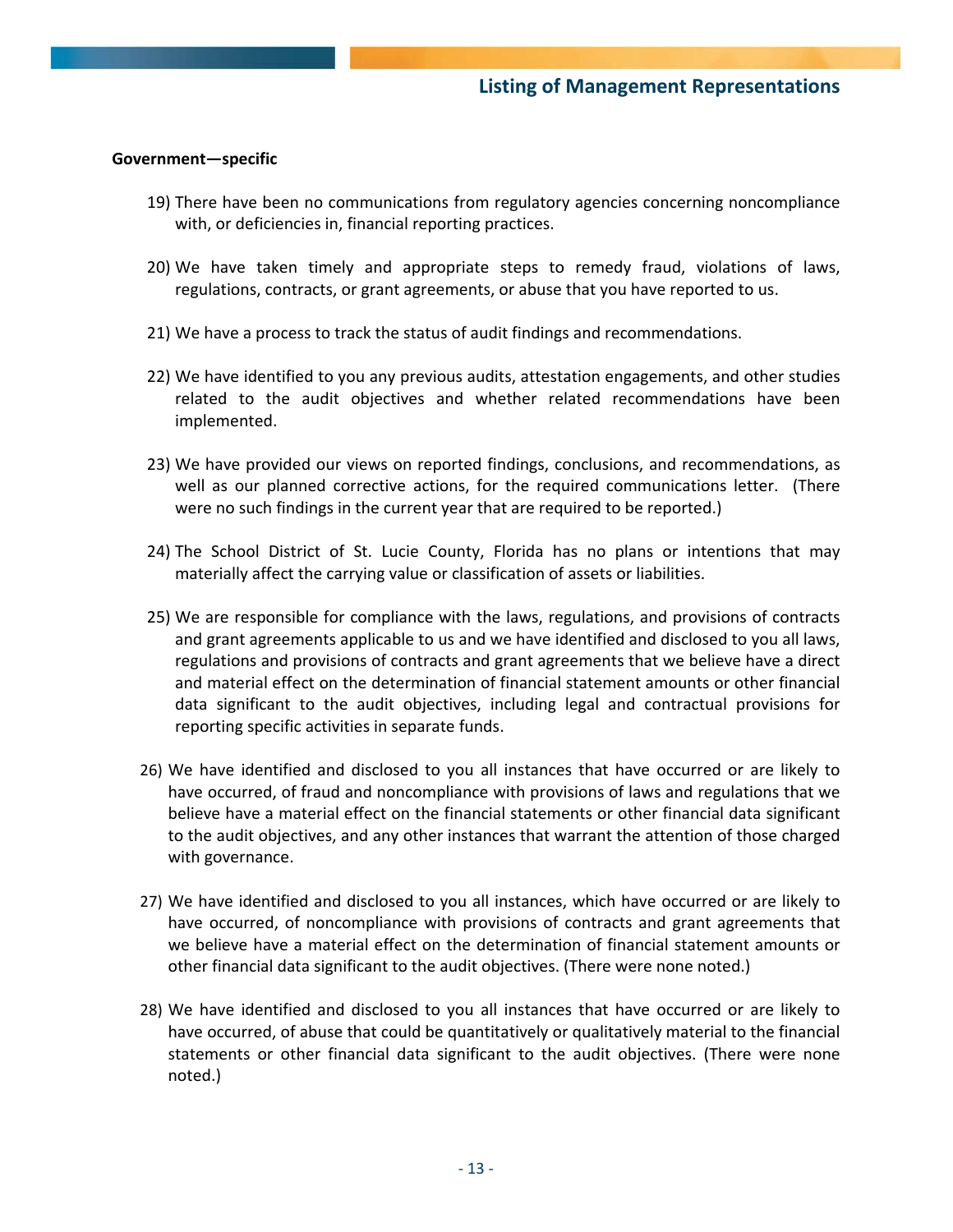## Listing of Management Representations

**Government—specific**

19) There have been no communications from regulatory agencies concerning noncompliance with, or deficiencies in, financial reporting practices.

20) We have taken timely and appropriate steps to remedy fraud, violations of laws, regulations, contracts, or grant agreements, or abuse that you have reported to us.

21) We have a process to track the status of audit findings and recommendations.

22) We have identified to you any previous audits, attestation engagements, and other studies related to the audit objectives and whether related recommendations have been implemented.

23) We have provided our views on reported findings, conclusions, and recommendations, as well as our planned corrective actions, for the required communications letter. (There were no such findings in the current year that are required to be reported.)

24) The School District of St. Lucie County, Florida has no plans or intentions that may materially affect the carrying value or classification of assets or liabilities.

25) We are responsible for compliance with the laws, regulations, and provisions of contracts and grant agreements applicable to us and we have identified and disclosed to you all laws, regulations and provisions of contracts and grant agreements that we believe have a direct and material effect on the determination of financial statement amounts or other financial data significant to the audit objectives, including legal and contractual provisions for reporting specific activities in separate funds.

26) We have identified and disclosed to you all instances that have occurred or are likely to have occurred, of fraud and noncompliance with provisions of laws and regulations that we believe have a material effect on the financial statements or other financial data significant to the audit objectives, and any other instances that warrant the attention of those charged with governance.

27) We have identified and disclosed to you all instances, which have occurred or are likely to have occurred, of noncompliance with provisions of contracts and grant agreements that we believe have a material effect on the determination of financial statement amounts or other financial data significant to the audit objectives. (There were none noted.)

28) We have identified and disclosed to you all instances that have occurred or are likely to have occurred, of abuse that could be quantitatively or qualitatively material to the financial statements or other financial data significant to the audit objectives. (There were none noted.)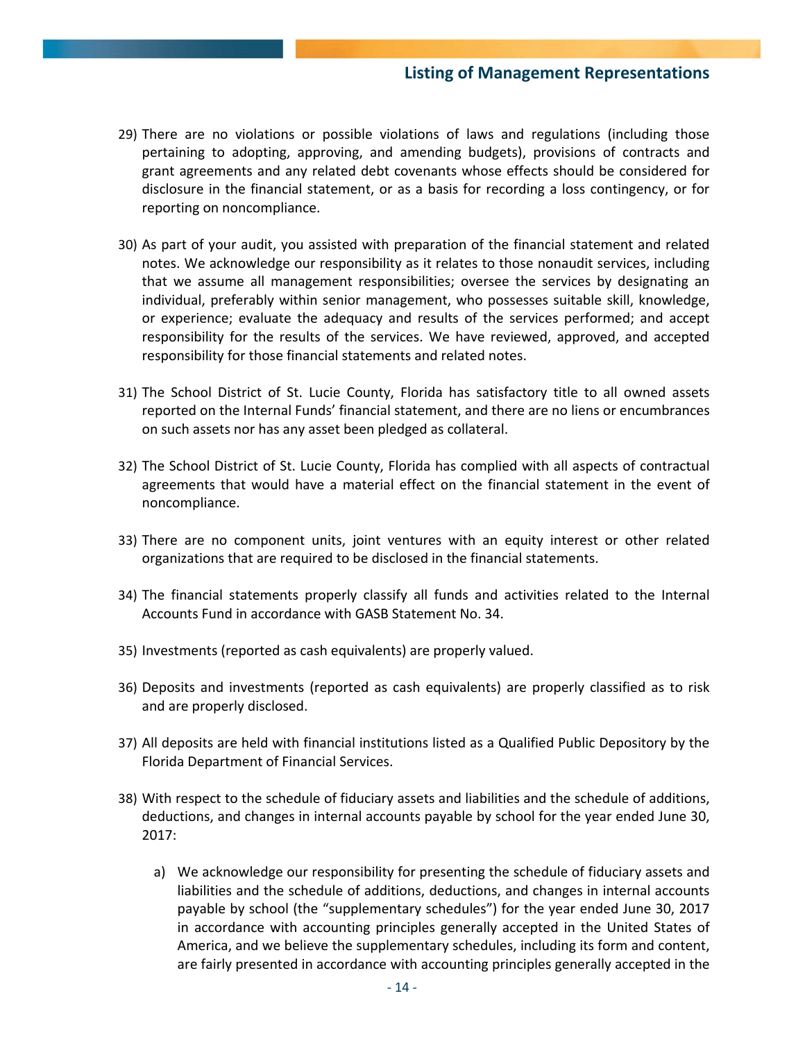29) There are no violations or possible violations of laws and regulations (including those pertaining to adopting, approving, and amending budgets), provisions of contracts and grant agreements and any related debt covenants whose effects should be considered for disclosure in the financial statement, or as a basis for recording a loss contingency, or for reporting on noncompliance.

30) As part of your audit, you assisted with preparation of the financial statement and related notes. We acknowledge our responsibility as it relates to those nonaudit services, including that we assume all management responsibilities; oversee the services by designating an individual, preferably within senior management, who possesses suitable skill, knowledge, or experience; evaluate the adequacy and results of the services performed; and accept responsibility for the results of the services. We have reviewed, approved, and accepted responsibility for those financial statements and related notes.

31) The School District of St. Lucie County, Florida has satisfactory title to all owned assets reported on the Internal Funds' financial statement, and there are no liens or encumbrances on such assets nor has any asset been pledged as collateral.

32) The School District of St. Lucie County, Florida has complied with all aspects of contractual agreements that would have a material effect on the financial statement in the event of noncompliance.

33) There are no component units, joint ventures with an equity interest or other related organizations that are required to be disclosed in the financial statements.

34) The financial statements properly classify all funds and activities related to the Internal Accounts Fund in accordance with GASB Statement No. 34.

35) Investments (reported as cash equivalents) are properly valued.

36) Deposits and investments (reported as cash equivalents) are properly classified as to risk and are properly disclosed.

37) All deposits are held with financial institutions listed as a Qualified Public Depository by the Florida Department of Financial Services.

38) With respect to the schedule of fiduciary assets and liabilities and the schedule of additions, deductions, and changes in internal accounts payable by school for the year ended June 30, 2017:

    a) We acknowledge our responsibility for presenting the schedule of fiduciary assets and liabilities and the schedule of additions, deductions, and changes in internal accounts payable by school (the "supplementary schedules") for the year ended June 30, 2017 in accordance with accounting principles generally accepted in the United States of America, and we believe the supplementary schedules, including its form and content, are fairly presented in accordance with accounting principles generally accepted in the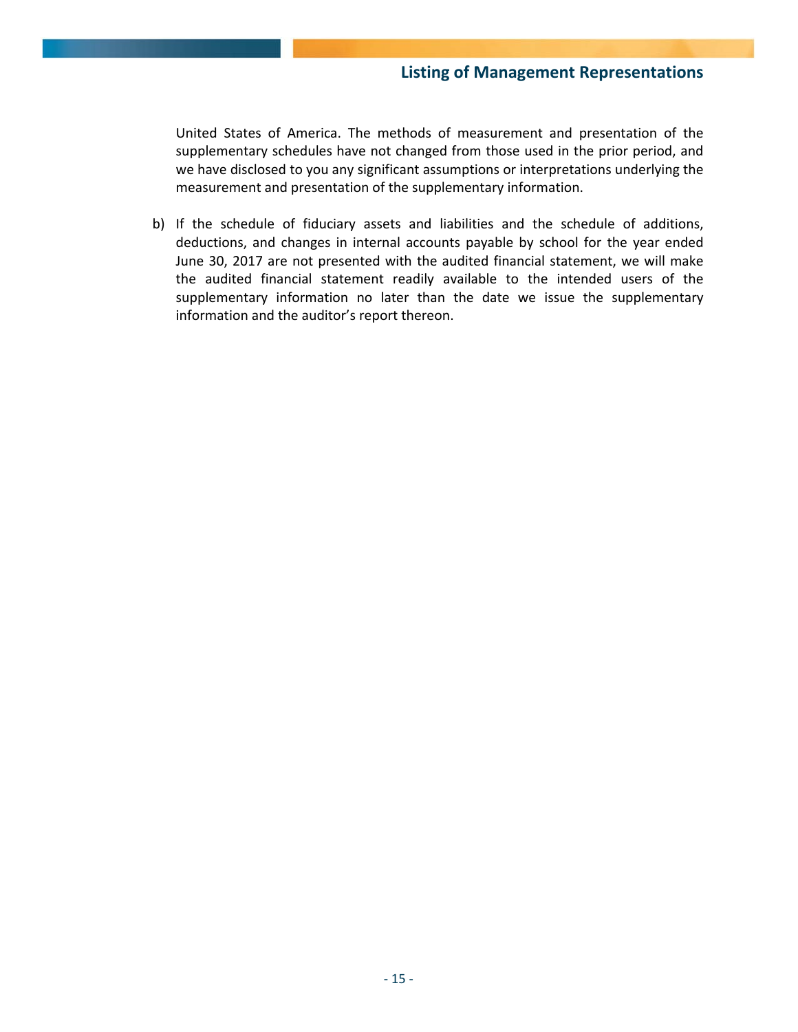United States of America. The methods of measurement and presentation of the supplementary schedules have not changed from those used in the prior period, and we have disclosed to you any significant assumptions or interpretations underlying the measurement and presentation of the supplementary information.

b) If the schedule of fiduciary assets and liabilities and the schedule of additions, deductions, and changes in internal accounts payable by school for the year ended June 30, 2017 are not presented with the audited financial statement, we will make the audited financial statement readily available to the intended users of the supplementary information no later than the date we issue the supplementary information and the auditor's report thereon.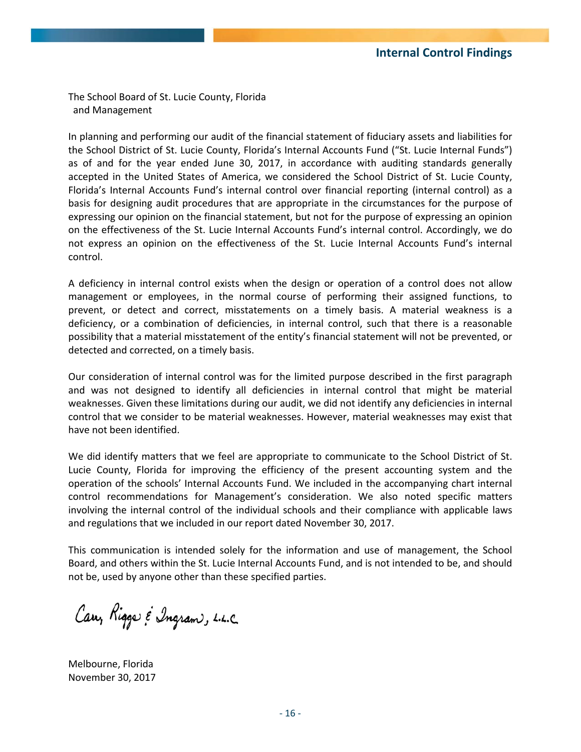## Internal Control Findings

The School Board of St. Lucie County, Florida
and Management

In planning and performing our audit of the financial statement of fiduciary assets and liabilities for the School District of St. Lucie County, Florida's Internal Accounts Fund ("St. Lucie Internal Funds") as of and for the year ended June 30, 2017, in accordance with auditing standards generally accepted in the United States of America, we considered the School District of St. Lucie County, Florida's Internal Accounts Fund's internal control over financial reporting (internal control) as a basis for designing audit procedures that are appropriate in the circumstances for the purpose of expressing our opinion on the financial statement, but not for the purpose of expressing an opinion on the effectiveness of the St. Lucie Internal Accounts Fund's internal control. Accordingly, we do not express an opinion on the effectiveness of the St. Lucie Internal Accounts Fund's internal control.

A deficiency in internal control exists when the design or operation of a control does not allow management or employees, in the normal course of performing their assigned functions, to prevent, or detect and correct, misstatements on a timely basis. A material weakness is a deficiency, or a combination of deficiencies, in internal control, such that there is a reasonable possibility that a material misstatement of the entity's financial statement will not be prevented, or detected and corrected, on a timely basis.

Our consideration of internal control was for the limited purpose described in the first paragraph and was not designed to identify all deficiencies in internal control that might be material weaknesses. Given these limitations during our audit, we did not identify any deficiencies in internal control that we consider to be material weaknesses. However, material weaknesses may exist that have not been identified.

We did identify matters that we feel are appropriate to communicate to the School District of St. Lucie County, Florida for improving the efficiency of the present accounting system and the operation of the schools' Internal Accounts Fund. We included in the accompanying chart internal control recommendations for Management's consideration. We also noted specific matters involving the internal control of the individual schools and their compliance with applicable laws and regulations that we included in our report dated November 30, 2017.

This communication is intended solely for the information and use of management, the School Board, and others within the St. Lucie Internal Accounts Fund, and is not intended to be, and should not be, used by anyone other than these specified parties.

Carr, Riggs & Ingram, L.L.C.

Melbourne, Florida
November 30, 2017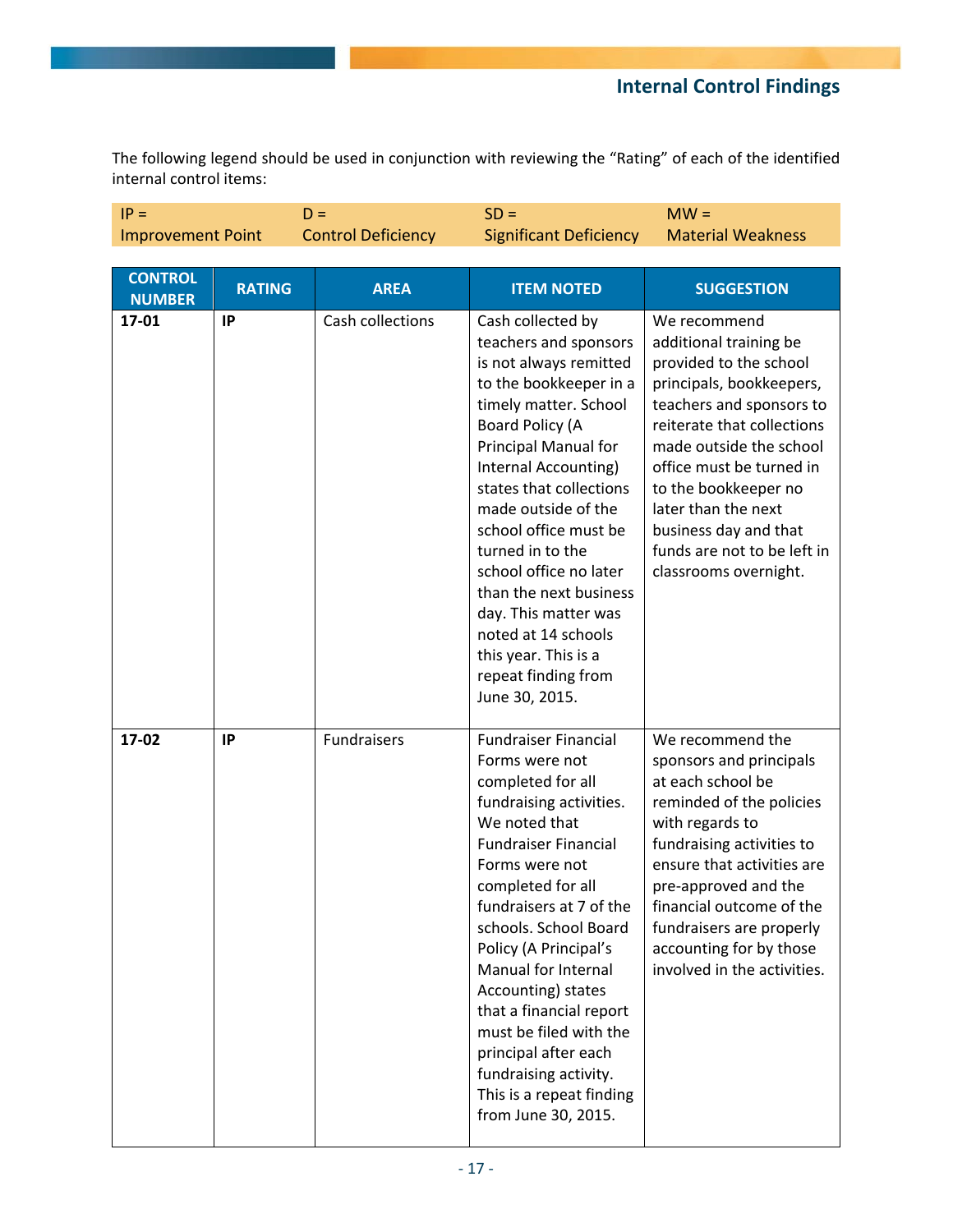## Internal Control Findings

The following legend should be used in conjunction with reviewing the "Rating" of each of the identified internal control items:

| IP = Improvement Point | D = Control Deficiency | SD = Significant Deficiency | MW = Material Weakness |
|---|---|---|---|

| CONTROL NUMBER | RATING | AREA | ITEM NOTED | SUGGESTION |
|---|---|---|---|---|
| **17-01** | **IP** | Cash collections | Cash collected by teachers and sponsors is not always remitted to the bookkeeper in a timely matter. School Board Policy (A Principal Manual for Internal Accounting) states that collections made outside of the school office must be turned in to the school office no later than the next business day. This matter was noted at 14 schools this year. This is a repeat finding from June 30, 2015. | We recommend additional training be provided to the school principals, bookkeepers, teachers and sponsors to reiterate that collections made outside the school office must be turned in to the bookkeeper no later than the next business day and that funds are not to be left in classrooms overnight. |
| **17-02** | **IP** | Fundraisers | Fundraiser Financial Forms were not completed for all fundraising activities. We noted that Fundraiser Financial Forms were not completed for all fundraisers at 7 of the schools. School Board Policy (A Principal's Manual for Internal Accounting) states that a financial report must be filed with the principal after each fundraising activity. This is a repeat finding from June 30, 2015. | We recommend the sponsors and principals at each school be reminded of the policies with regards to fundraising activities to ensure that activities are pre-approved and the financial outcome of the fundraisers are properly accounting for by those involved in the activities. |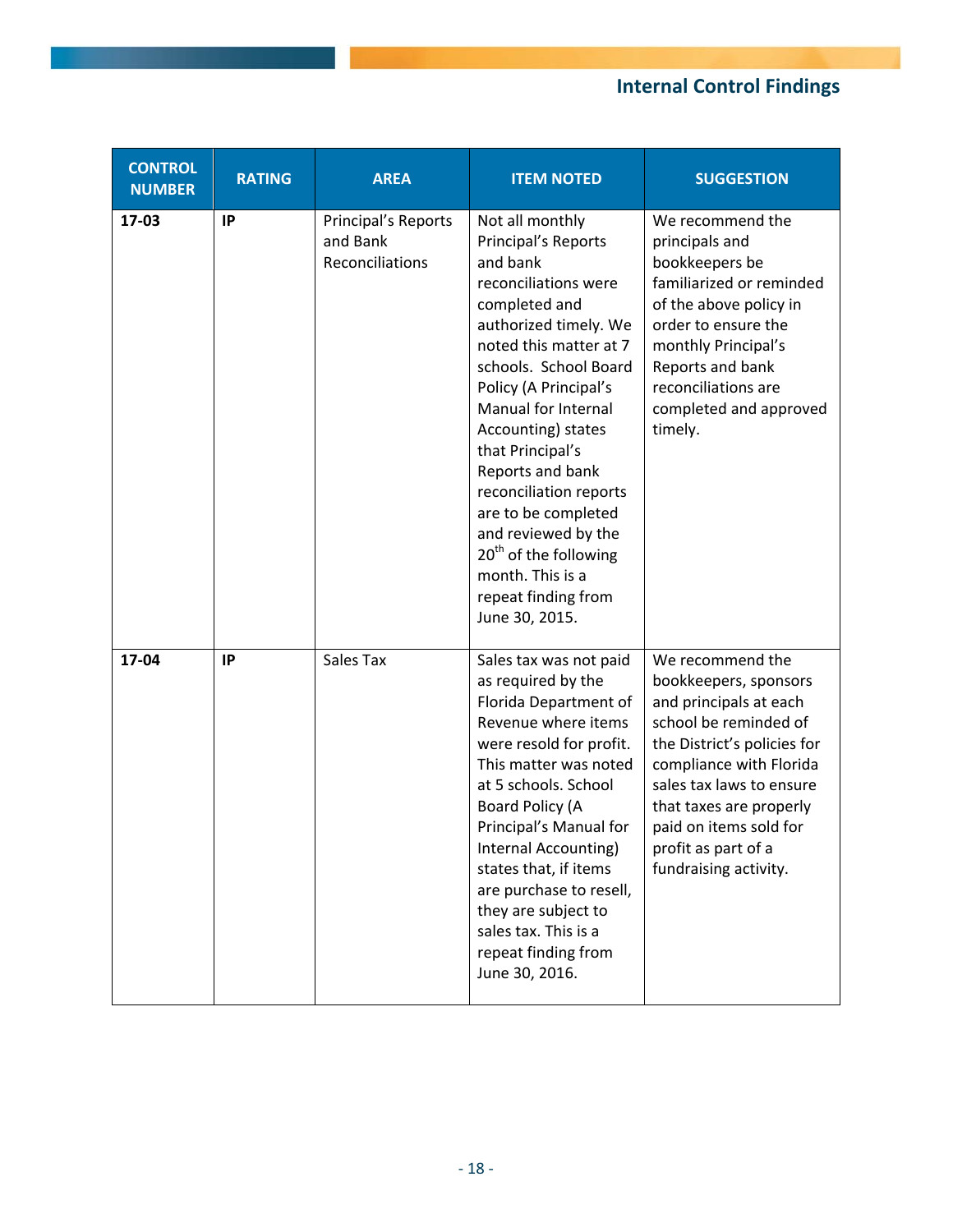## Internal Control Findings

| CONTROL NUMBER | RATING | AREA | ITEM NOTED | SUGGESTION |
|---|---|---|---|---|
| **17-03** | **IP** | Principal's Reports and Bank Reconciliations | Not all monthly Principal's Reports and bank reconciliations were completed and authorized timely. We noted this matter at 7 schools. School Board Policy (A Principal's Manual for Internal Accounting) states that Principal's Reports and bank reconciliation reports are to be completed and reviewed by the 20th of the following month. This is a repeat finding from June 30, 2015. | We recommend the principals and bookkeepers be familiarized or reminded of the above policy in order to ensure the monthly Principal's Reports and bank reconciliations are completed and approved timely. |
| **17-04** | **IP** | Sales Tax | Sales tax was not paid as required by the Florida Department of Revenue where items were resold for profit. This matter was noted at 5 schools. School Board Policy (A Principal's Manual for Internal Accounting) states that, if items are purchase to resell, they are subject to sales tax. This is a repeat finding from June 30, 2016. | We recommend the bookkeepers, sponsors and principals at each school be reminded of the District's policies for compliance with Florida sales tax laws to ensure that taxes are properly paid on items sold for profit as part of a fundraising activity. |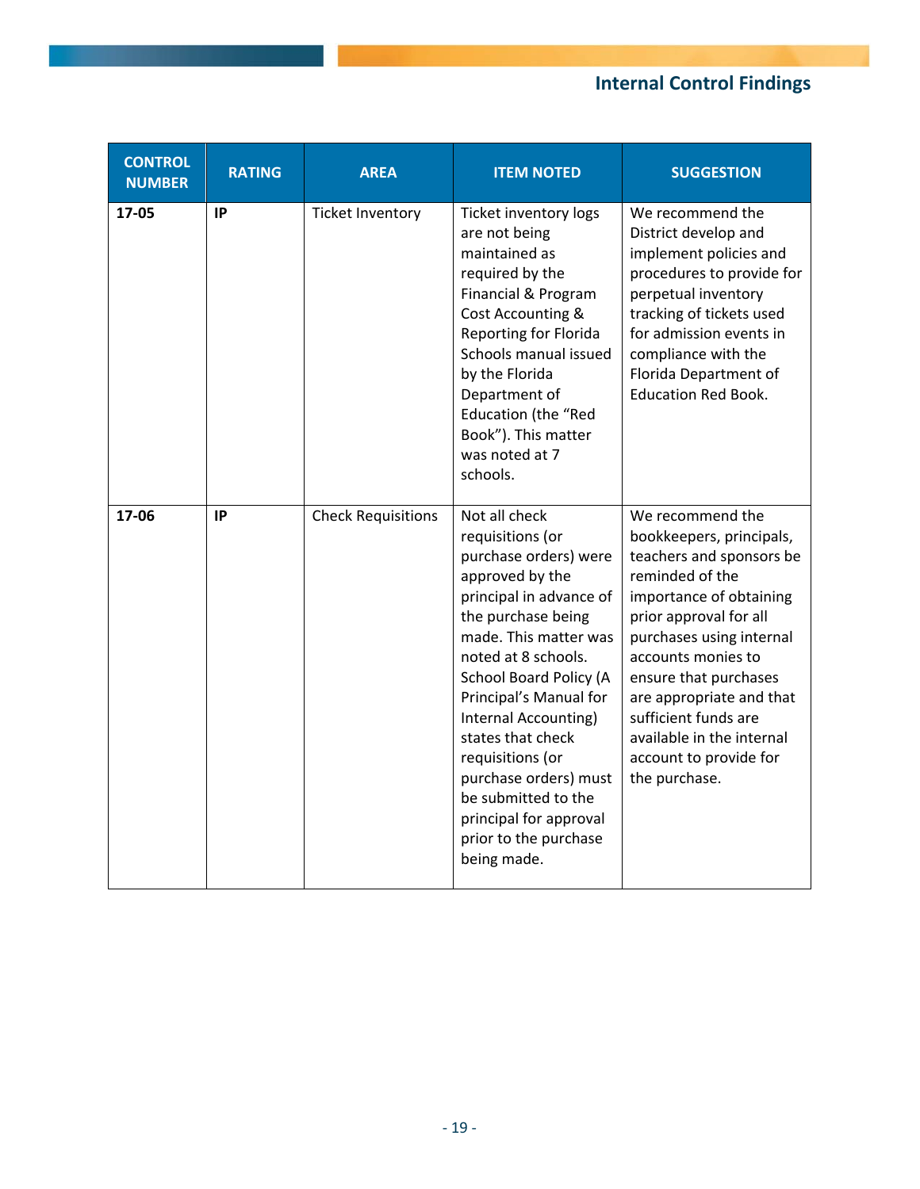## Internal Control Findings

| CONTROL NUMBER | RATING | AREA | ITEM NOTED | SUGGESTION |
|---|---|---|---|---|
| **17-05** | **IP** | Ticket Inventory | Ticket inventory logs are not being maintained as required by the Financial & Program Cost Accounting & Reporting for Florida Schools manual issued by the Florida Department of Education (the "Red Book"). This matter was noted at 7 schools. | We recommend the District develop and implement policies and procedures to provide for perpetual inventory tracking of tickets used for admission events in compliance with the Florida Department of Education Red Book. |
| **17-06** | **IP** | Check Requisitions | Not all check requisitions (or purchase orders) were approved by the principal in advance of the purchase being made. This matter was noted at 8 schools. School Board Policy (A Principal's Manual for Internal Accounting) states that check requisitions (or purchase orders) must be submitted to the principal for approval prior to the purchase being made. | We recommend the bookkeepers, principals, teachers and sponsors be reminded of the importance of obtaining prior approval for all purchases using internal accounts monies to ensure that purchases are appropriate and that sufficient funds are available in the internal account to provide for the purchase. |